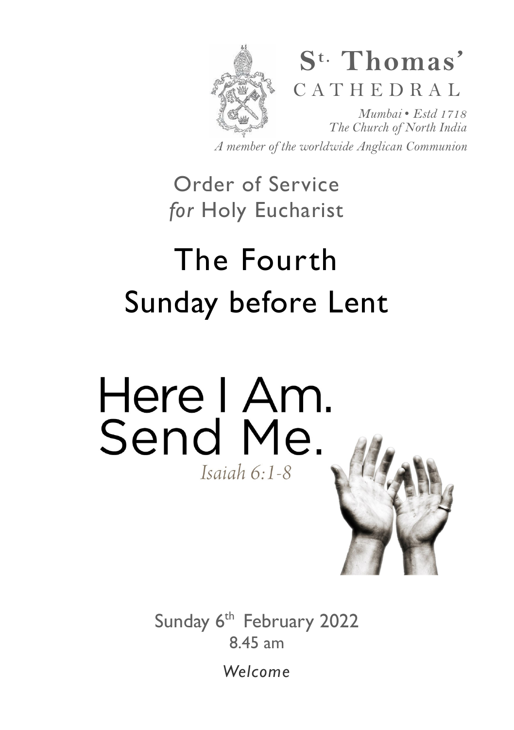**St. Thomas' CATHEDRAL**

*Mumbai • Estd 1718*
*The Church of North India*
*A member of the worldwide Anglican Communion*

Order of Service
*for* Holy Eucharist

# The Fourth Sunday before Lent

## Here I Am. Send Me.

*Isaiah 6:1-8*

Sunday 6th February 2022
8.45 am

*Welcome*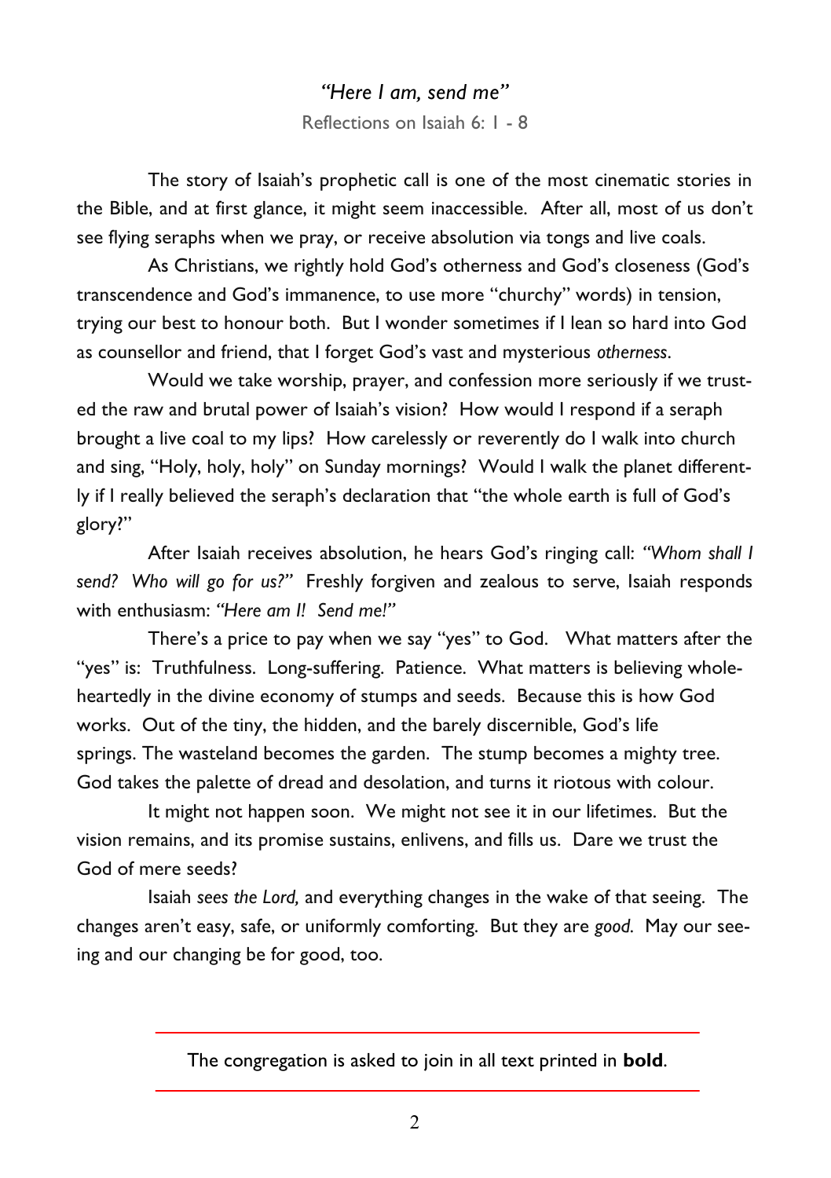## *"Here I am, send me"*

Reflections on Isaiah 6: 1 - 8

The story of Isaiah's prophetic call is one of the most cinematic stories in the Bible, and at first glance, it might seem inaccessible. After all, most of us don't see flying seraphs when we pray, or receive absolution via tongs and live coals.

As Christians, we rightly hold God's otherness and God's closeness (God's transcendence and God's immanence, to use more "churchy" words) in tension, trying our best to honour both. But I wonder sometimes if I lean so hard into God as counsellor and friend, that I forget God's vast and mysterious *otherness*.

Would we take worship, prayer, and confession more seriously if we trusted the raw and brutal power of Isaiah's vision? How would I respond if a seraph brought a live coal to my lips? How carelessly or reverently do I walk into church and sing, "Holy, holy, holy" on Sunday mornings? Would I walk the planet differently if I really believed the seraph's declaration that "the whole earth is full of God's glory?"

After Isaiah receives absolution, he hears God's ringing call: *"Whom shall I send? Who will go for us?"* Freshly forgiven and zealous to serve, Isaiah responds with enthusiasm: *"Here am I! Send me!"*

There's a price to pay when we say "yes" to God. What matters after the "yes" is: Truthfulness. Long-suffering. Patience. What matters is believing wholeheartedly in the divine economy of stumps and seeds. Because this is how God works. Out of the tiny, the hidden, and the barely discernible, God's life springs. The wasteland becomes the garden. The stump becomes a mighty tree. God takes the palette of dread and desolation, and turns it riotous with colour.

It might not happen soon. We might not see it in our lifetimes. But the vision remains, and its promise sustains, enlivens, and fills us. Dare we trust the God of mere seeds?

Isaiah *sees the Lord,* and everything changes in the wake of that seeing. The changes aren't easy, safe, or uniformly comforting. But they are *good.* May our seeing and our changing be for good, too.

---

The congregation is asked to join in all text printed in **bold**.

---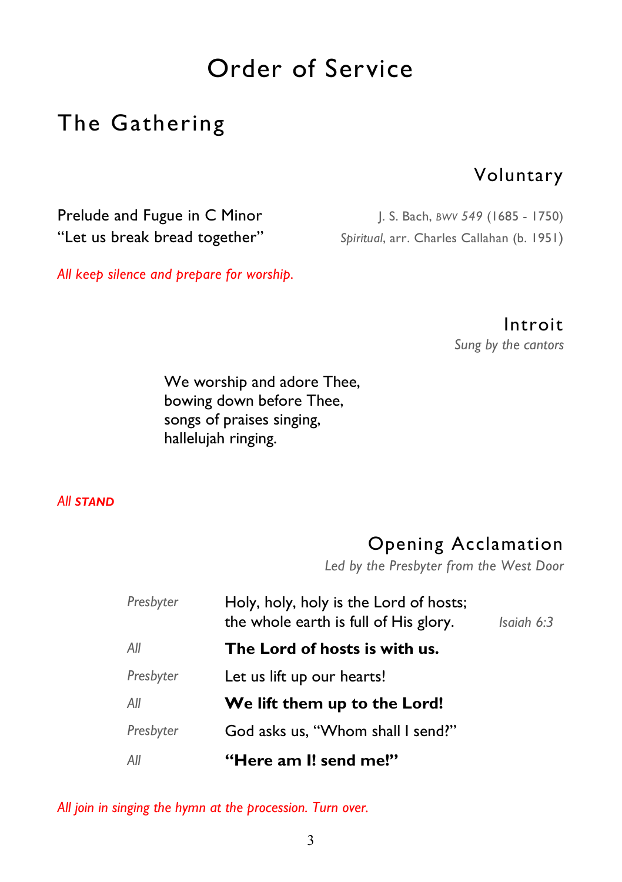# Order of Service

## The Gathering

### Voluntary

Prelude and Fugue in C Minor — J. S. Bach, *BWV 549* (1685 - 1750)
"Let us break bread together" — *Spiritual*, arr. Charles Callahan (b. 1951)

*All keep silence and prepare for worship.*

### Introit

*Sung by the cantors*

We worship and adore Thee,
bowing down before Thee,
songs of praises singing,
hallelujah ringing.

*All* ***STAND***

### Opening Acclamation

*Led by the Presbyter from the West Door*

| | |
|---|---|
| *Presbyter* | Holy, holy, holy is the Lord of hosts; the whole earth is full of His glory. *Isaiah 6:3* |
| *All* | **The Lord of hosts is with us.** |
| *Presbyter* | Let us lift up our hearts! |
| *All* | **We lift them up to the Lord!** |
| *Presbyter* | God asks us, "Whom shall I send?" |
| *All* | **"Here am I! send me!"** |

*All join in singing the hymn at the procession. Turn over.*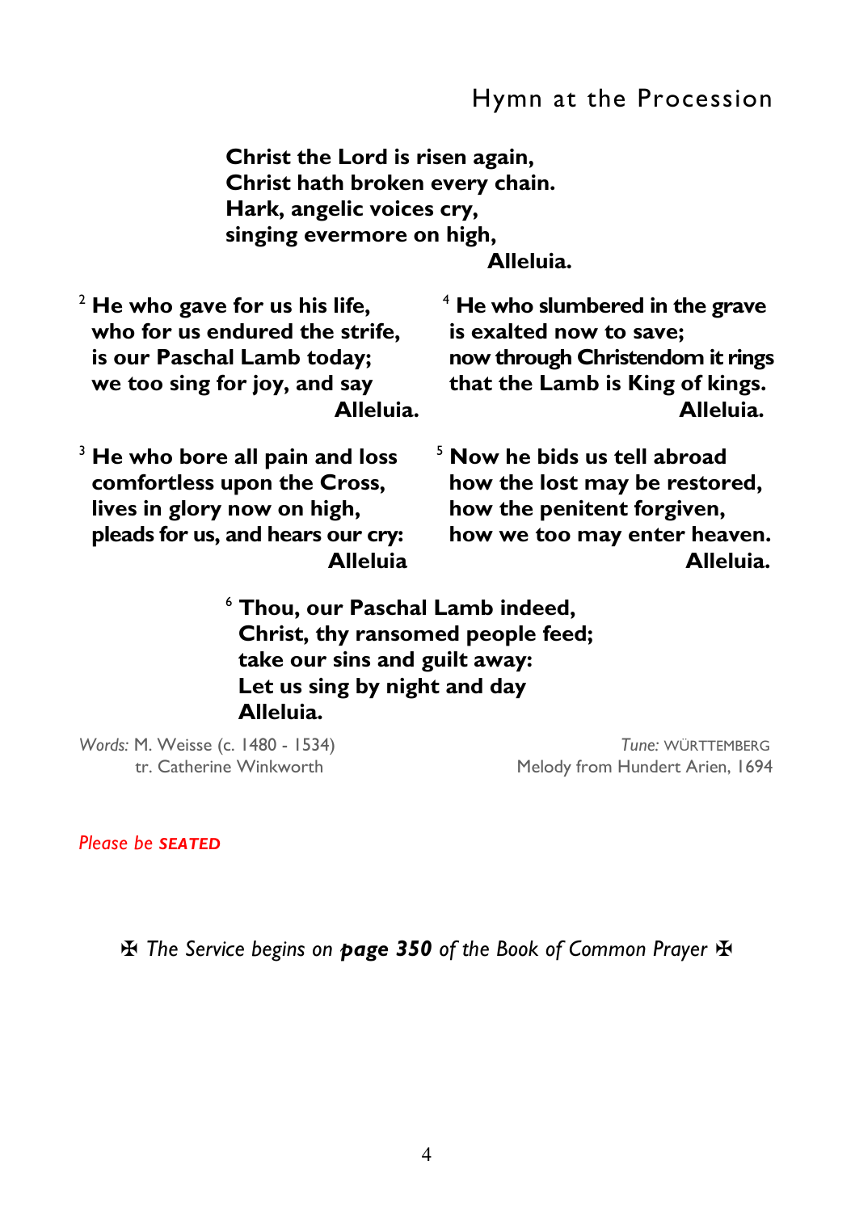## Hymn at the Procession

**Christ the Lord is risen again,**
**Christ hath broken every chain.**
**Hark, angelic voices cry,**
**singing evermore on high,**
**Alleluia.**

[2] **He who gave for us his life,**
**who for us endured the strife,**
**is our Paschal Lamb today;**
**we too sing for joy, and say**
**Alleluia.**

[3] **He who bore all pain and loss**
**comfortless upon the Cross,**
**lives in glory now on high,**
**pleads for us, and hears our cry:**
**Alleluia**

[4] **He who slumbered in the grave**
**is exalted now to save;**
**now through Christendom it rings**
**that the Lamb is King of kings.**
**Alleluia.**

[5] **Now he bids us tell abroad**
**how the lost may be restored,**
**how the penitent forgiven,**
**how we too may enter heaven.**
**Alleluia.**

[6] **Thou, our Paschal Lamb indeed,**
**Christ, thy ransomed people feed;**
**take our sins and guilt away:**
**Let us sing by night and day**
**Alleluia.**

*Words:* M. Weisse (c. 1480 - 1534)
tr. Catherine Winkworth

*Tune:* WÜRTTEMBERG
Melody from Hundert Arien, 1694

*Please be* ***SEATED***

✠ *The Service begins on* ***page 350*** *of the Book of Common Prayer* ✠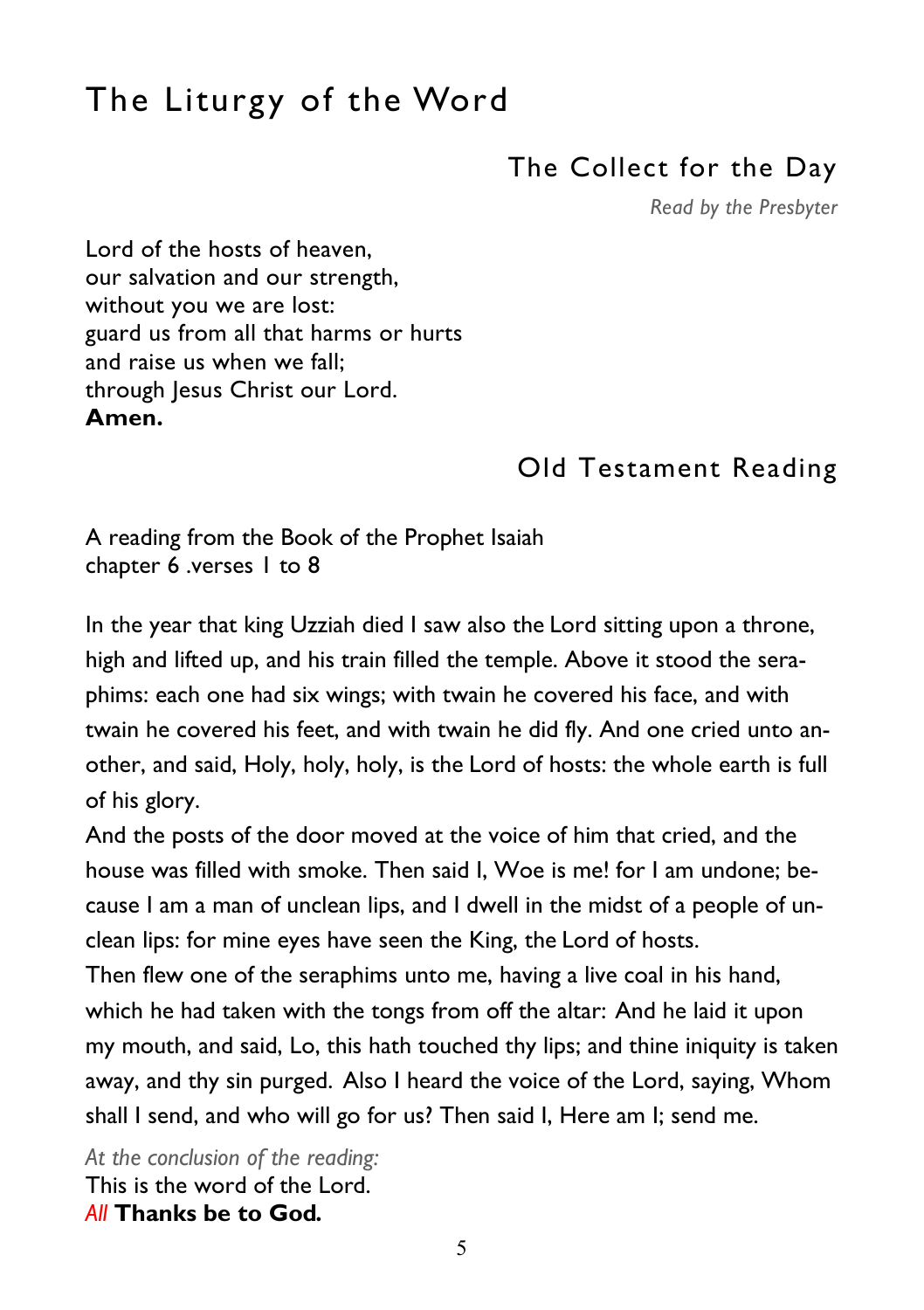# The Liturgy of the Word

## The Collect for the Day

*Read by the Presbyter*

Lord of the hosts of heaven,
our salvation and our strength,
without you we are lost:
guard us from all that harms or hurts
and raise us when we fall;
through Jesus Christ our Lord.
**Amen.**

## Old Testament Reading

A reading from the Book of the Prophet Isaiah
chapter 6 .verses 1 to 8

In the year that king Uzziah died I saw also the Lord sitting upon a throne, high and lifted up, and his train filled the temple. Above it stood the seraphims: each one had six wings; with twain he covered his face, and with twain he covered his feet, and with twain he did fly. And one cried unto another, and said, Holy, holy, holy, is the Lord of hosts: the whole earth is full of his glory.

And the posts of the door moved at the voice of him that cried, and the house was filled with smoke. Then said I, Woe is me! for I am undone; because I am a man of unclean lips, and I dwell in the midst of a people of unclean lips: for mine eyes have seen the King, the Lord of hosts.

Then flew one of the seraphims unto me, having a live coal in his hand, which he had taken with the tongs from off the altar: And he laid it upon my mouth, and said, Lo, this hath touched thy lips; and thine iniquity is taken away, and thy sin purged. Also I heard the voice of the Lord, saying, Whom shall I send, and who will go for us? Then said I, Here am I; send me.

*At the conclusion of the reading:*
This is the word of the Lord.
*All* **Thanks be to God.**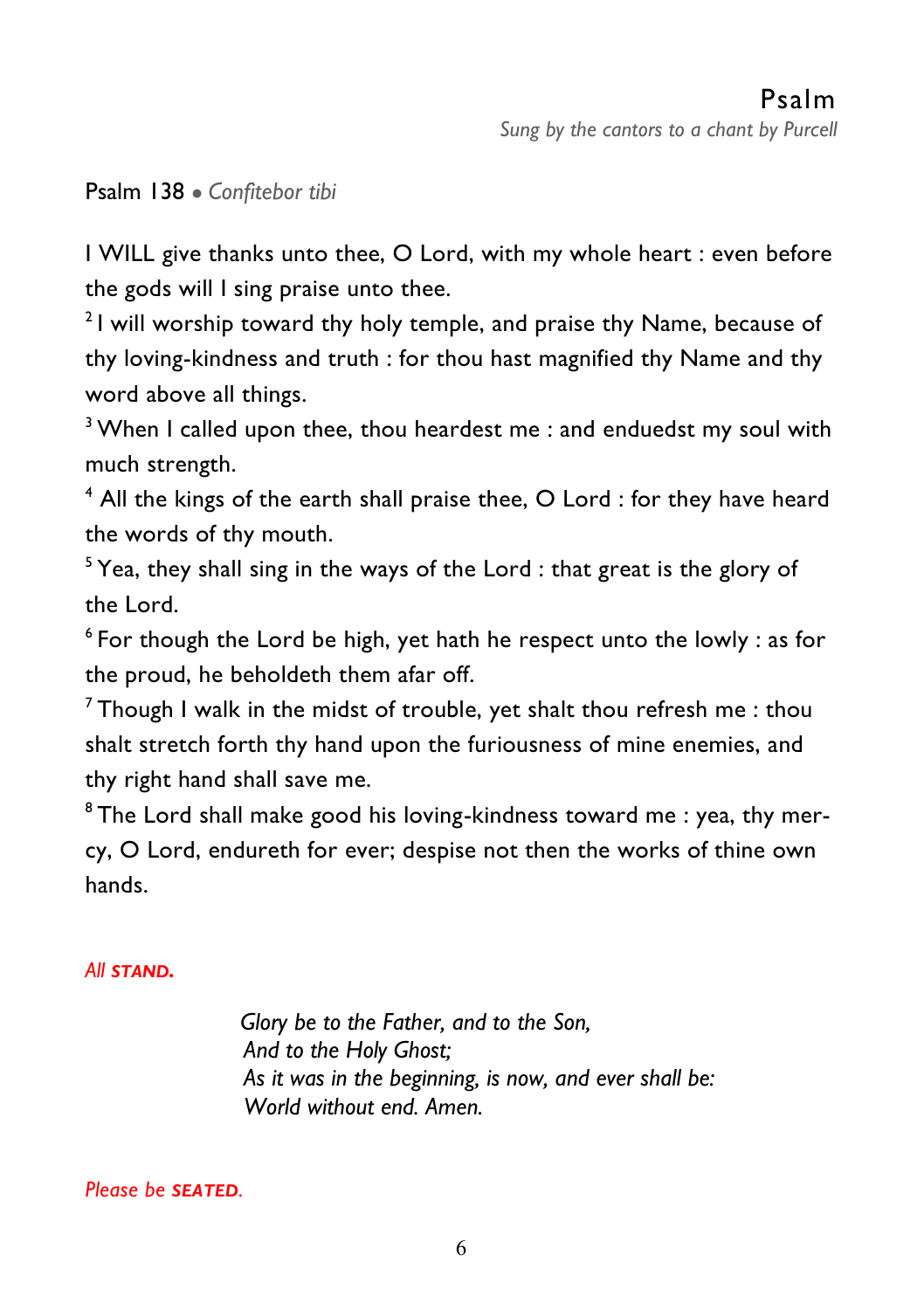## Psalm

*Sung by the cantors to a chant by Purcell*

Psalm 138 • *Confitebor tibi*

I WILL give thanks unto thee, O Lord, with my whole heart : even before the gods will I sing praise unto thee.

[2] I will worship toward thy holy temple, and praise thy Name, because of thy loving-kindness and truth : for thou hast magnified thy Name and thy word above all things.

[3] When I called upon thee, thou heardest me : and enduedst my soul with much strength.

[4] All the kings of the earth shall praise thee, O Lord : for they have heard the words of thy mouth.

[5] Yea, they shall sing in the ways of the Lord : that great is the glory of the Lord.

[6] For though the Lord be high, yet hath he respect unto the lowly : as for the proud, he beholdeth them afar off.

[7] Though I walk in the midst of trouble, yet shalt thou refresh me : thou shalt stretch forth thy hand upon the furiousness of mine enemies, and thy right hand shall save me.

[8] The Lord shall make good his loving-kindness toward me : yea, thy mercy, O Lord, endureth for ever; despise not then the works of thine own hands.

*All* ***STAND.***

*Glory be to the Father, and to the Son,*
*And to the Holy Ghost;*
*As it was in the beginning, is now, and ever shall be:*
*World without end. Amen.*

*Please be* ***SEATED.***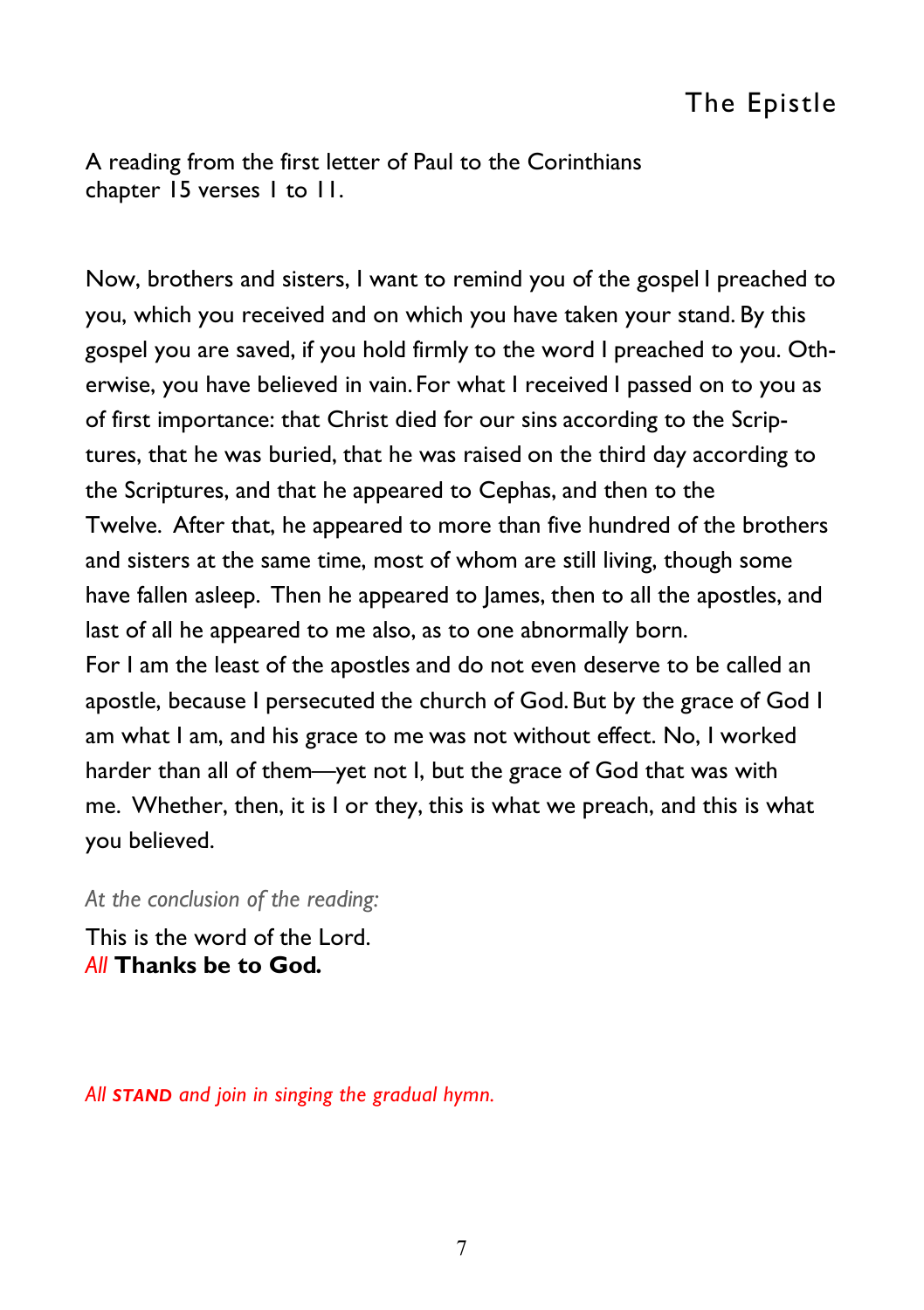# The Epistle

A reading from the first letter of Paul to the Corinthians
chapter 15 verses 1 to 11.

Now, brothers and sisters, I want to remind you of the gospel I preached to you, which you received and on which you have taken your stand. By this gospel you are saved, if you hold firmly to the word I preached to you. Otherwise, you have believed in vain. For what I received I passed on to you as of first importance: that Christ died for our sins according to the Scriptures, that he was buried, that he was raised on the third day according to the Scriptures, and that he appeared to Cephas, and then to the Twelve. After that, he appeared to more than five hundred of the brothers and sisters at the same time, most of whom are still living, though some have fallen asleep. Then he appeared to James, then to all the apostles, and last of all he appeared to me also, as to one abnormally born.
For I am the least of the apostles and do not even deserve to be called an apostle, because I persecuted the church of God. But by the grace of God I am what I am, and his grace to me was not without effect. No, I worked harder than all of them—yet not I, but the grace of God that was with me. Whether, then, it is I or they, this is what we preach, and this is what you believed.

*At the conclusion of the reading:*

This is the word of the Lord.
*All* **Thanks be to God.**

*All* ***STAND*** *and join in singing the gradual hymn.*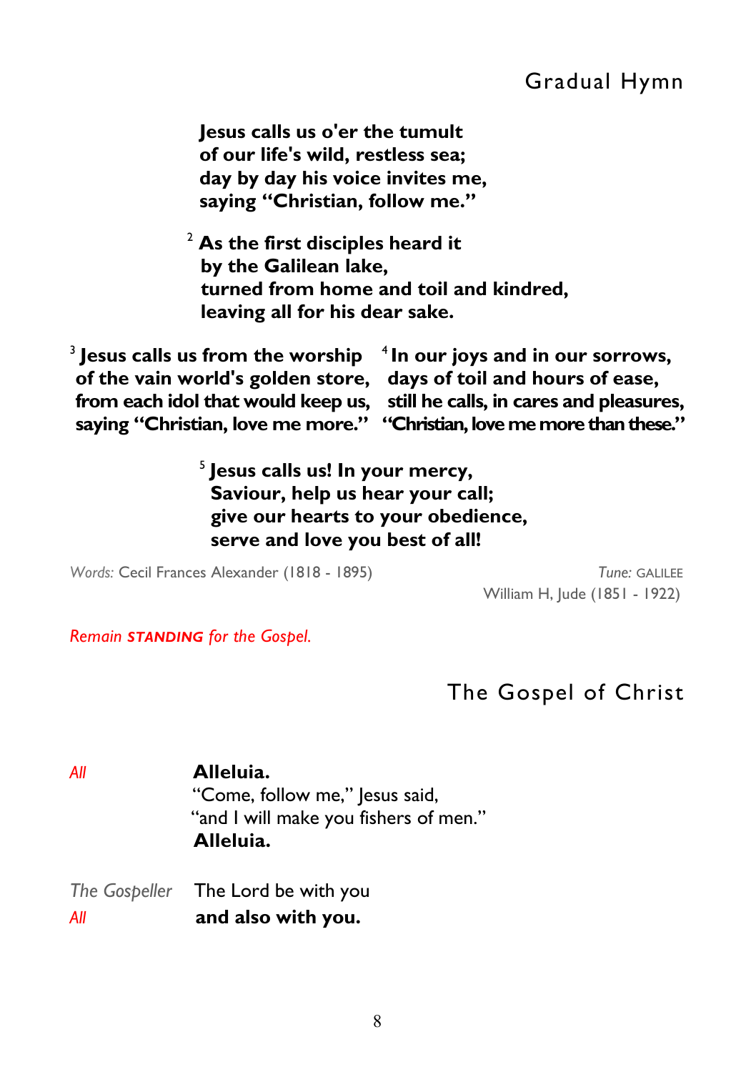## Gradual Hymn

**Jesus calls us o'er the tumult**
**of our life's wild, restless sea;**
**day by day his voice invites me,**
**saying "Christian, follow me."**

[2] **As the first disciples heard it**
**by the Galilean lake,**
**turned from home and toil and kindred,**
**leaving all for his dear sake.**

[3] **Jesus calls us from the worship**
**of the vain world's golden store,**
**from each idol that would keep us,**
**saying "Christian, love me more."**

[4] **In our joys and in our sorrows,**
**days of toil and hours of ease,**
**still he calls, in cares and pleasures,**
**"Christian, love me more than these."**

[5] **Jesus calls us! In your mercy,**
**Saviour, help us hear your call;**
**give our hearts to your obedience,**
**serve and love you best of all!**

*Words:* Cecil Frances Alexander (1818 - 1895)

*Tune:* GALILEE
William H, Jude (1851 - 1922)

*Remain **STANDING** for the Gospel.*

## The Gospel of Christ

*All* **Alleluia.**
"Come, follow me," Jesus said,
"and I will make you fishers of men."
**Alleluia.**

*The Gospeller* The Lord be with you
*All* **and also with you.**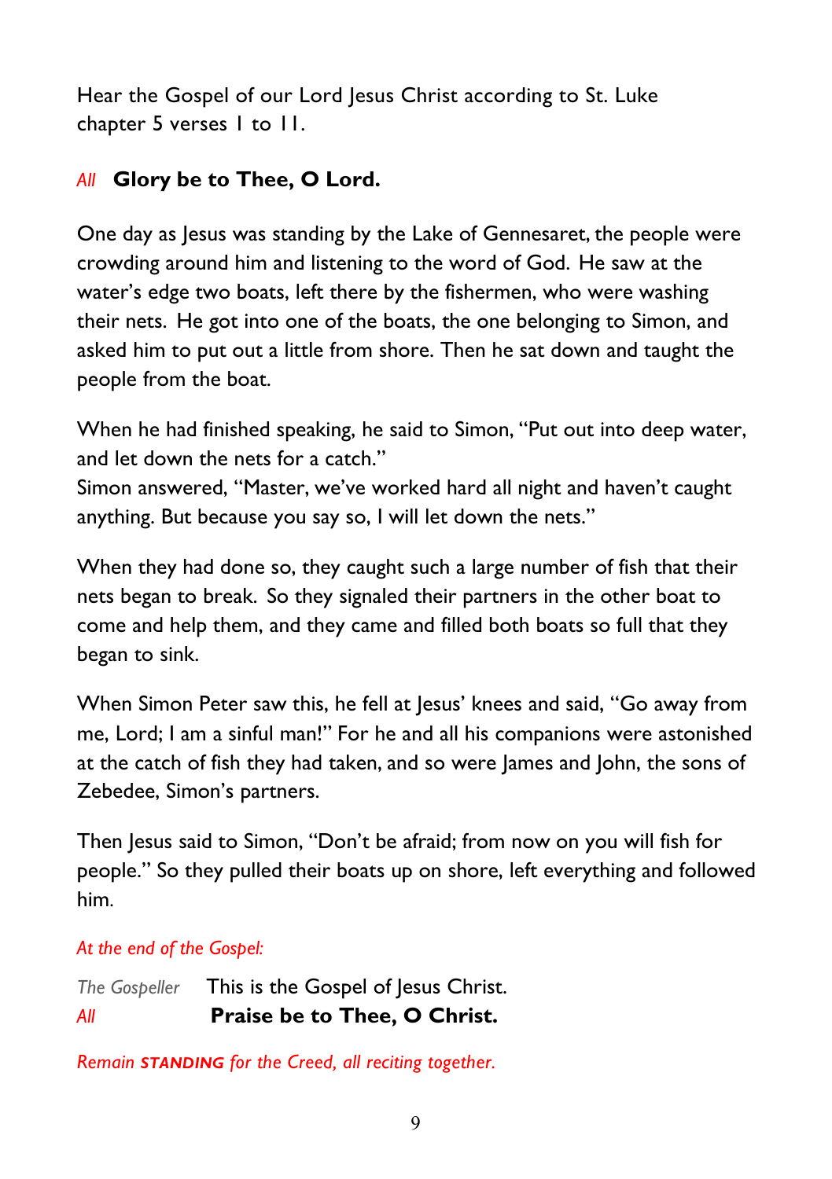Hear the Gospel of our Lord Jesus Christ according to St. Luke chapter 5 verses 1 to 11.

*All* **Glory be to Thee, O Lord.**

One day as Jesus was standing by the Lake of Gennesaret, the people were crowding around him and listening to the word of God. He saw at the water's edge two boats, left there by the fishermen, who were washing their nets. He got into one of the boats, the one belonging to Simon, and asked him to put out a little from shore. Then he sat down and taught the people from the boat.

When he had finished speaking, he said to Simon, "Put out into deep water, and let down the nets for a catch."
Simon answered, "Master, we've worked hard all night and haven't caught anything. But because you say so, I will let down the nets."

When they had done so, they caught such a large number of fish that their nets began to break. So they signaled their partners in the other boat to come and help them, and they came and filled both boats so full that they began to sink.

When Simon Peter saw this, he fell at Jesus' knees and said, "Go away from me, Lord; I am a sinful man!" For he and all his companions were astonished at the catch of fish they had taken, and so were James and John, the sons of Zebedee, Simon's partners.

Then Jesus said to Simon, "Don't be afraid; from now on you will fish for people." So they pulled their boats up on shore, left everything and followed him.

*At the end of the Gospel:*

*The Gospeller* This is the Gospel of Jesus Christ.
*All* **Praise be to Thee, O Christ.**

*Remain* ***STANDING*** *for the Creed, all reciting together.*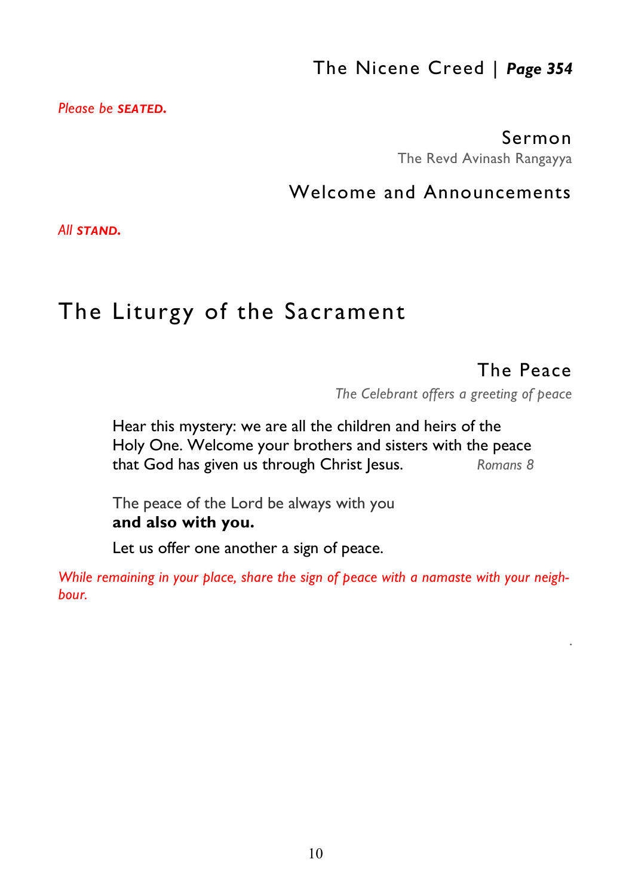### The Nicene Creed | ***Page 354***

*Please be **SEATED.***

### Sermon

The Revd Avinash Rangayya

### Welcome and Announcements

*All **STAND.***

## The Liturgy of the Sacrament

### The Peace

*The Celebrant offers a greeting of peace*

Hear this mystery: we are all the children and heirs of the Holy One. Welcome your brothers and sisters with the peace that God has given us through Christ Jesus. *Romans 8*

The peace of the Lord be always with you
**and also with you.**

Let us offer one another a sign of peace.

*While remaining in your place, share the sign of peace with a namaste with your neighbour.*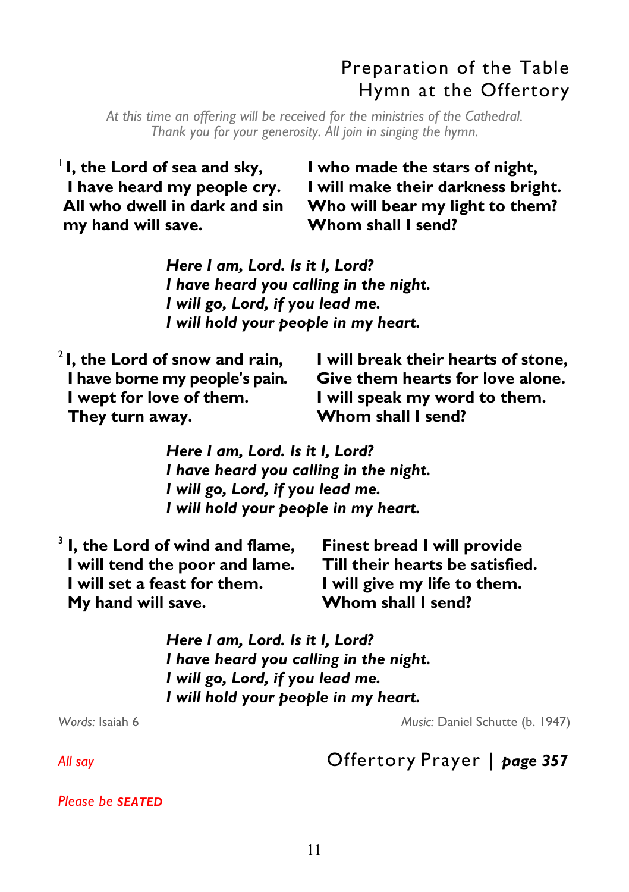## Preparation of the Table
## Hymn at the Offertory

*At this time an offering will be received for the ministries of the Cathedral. Thank you for your generosity. All join in singing the hymn.*

[1] **I, the Lord of sea and sky,**
**I have heard my people cry.**
**All who dwell in dark and sin**
**my hand will save.**

**I who made the stars of night,**
**I will make their darkness bright.**
**Who will bear my light to them?**
**Whom shall I send?**

***Here I am, Lord. Is it I, Lord?***
***I have heard you calling in the night.***
***I will go, Lord, if you lead me.***
***I will hold your people in my heart.***

[2] **I, the Lord of snow and rain,**
**I have borne my people's pain.**
**I wept for love of them.**
**They turn away.**

**I will break their hearts of stone,**
**Give them hearts for love alone.**
**I will speak my word to them.**
**Whom shall I send?**

***Here I am, Lord. Is it I, Lord?***
***I have heard you calling in the night.***
***I will go, Lord, if you lead me.***
***I will hold your people in my heart.***

[3] **I, the Lord of wind and flame,**
**I will tend the poor and lame.**
**I will set a feast for them.**
**My hand will save.**

**Finest bread I will provide**
**Till their hearts be satisfied.**
**I will give my life to them.**
**Whom shall I send?**

***Here I am, Lord. Is it I, Lord?***
***I have heard you calling in the night.***
***I will go, Lord, if you lead me.***
***I will hold your people in my heart.***

*Words:* Isaiah 6 — *Music:* Daniel Schutte (b. 1947)

*All say*

## Offertory Prayer | *page 357*

*Please be* ***SEATED***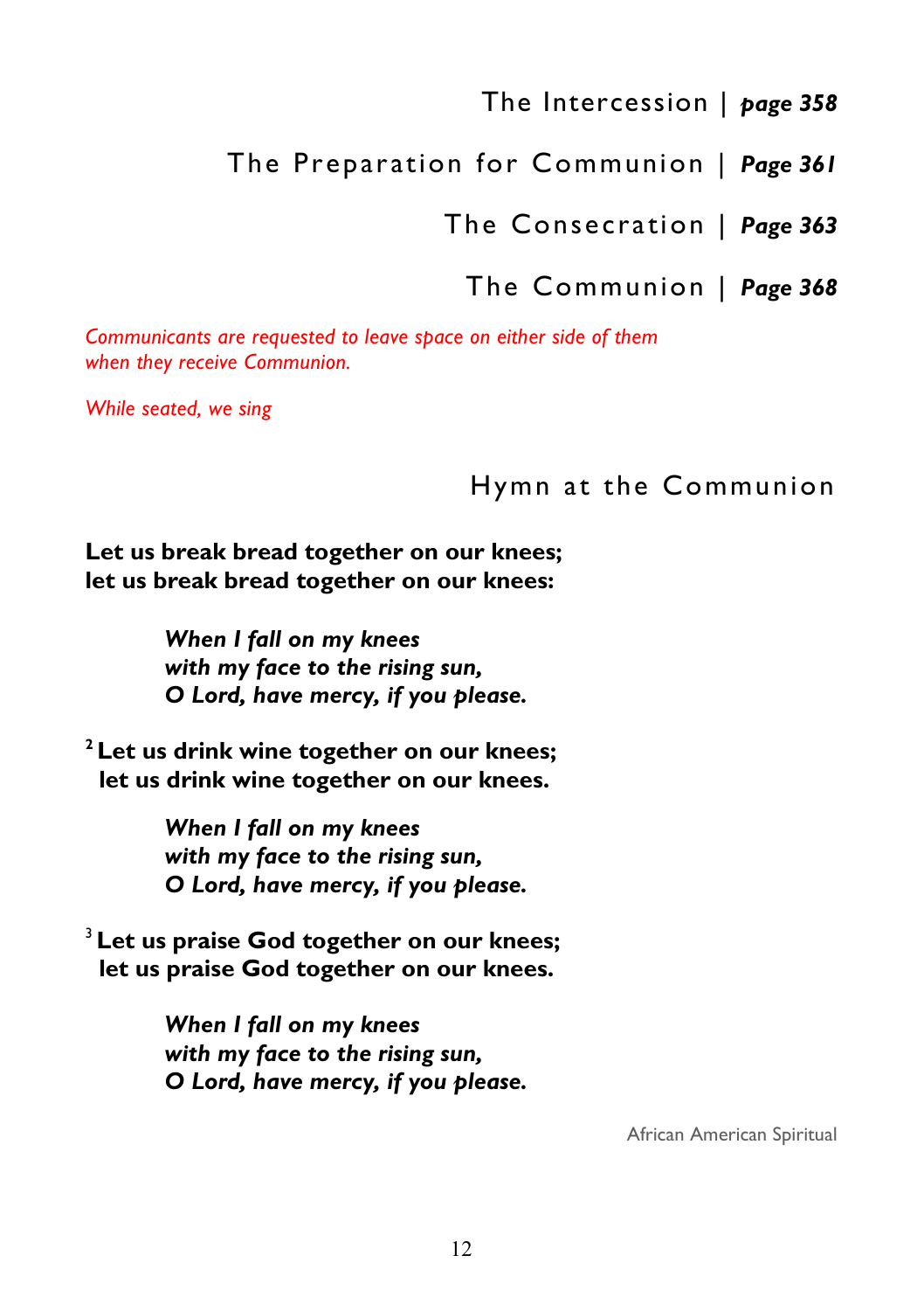## The Intercession | *page 358*

## The Preparation for Communion | *Page 361*

## The Consecration | *Page 363*

## The Communion | *Page 368*

*Communicants are requested to leave space on either side of them when they receive Communion.*

*While seated, we sing*

## Hymn at the Communion

**Let us break bread together on our knees;**
**let us break bread together on our knees:**

> ***When I fall on my knees***
> ***with my face to the rising sun,***
> ***O Lord, have mercy, if you please.***

**2 Let us drink wine together on our knees;**
**let us drink wine together on our knees.**

> ***When I fall on my knees***
> ***with my face to the rising sun,***
> ***O Lord, have mercy, if you please.***

**3 Let us praise God together on our knees;**
**let us praise God together on our knees.**

> ***When I fall on my knees***
> ***with my face to the rising sun,***
> ***O Lord, have mercy, if you please.***

African American Spiritual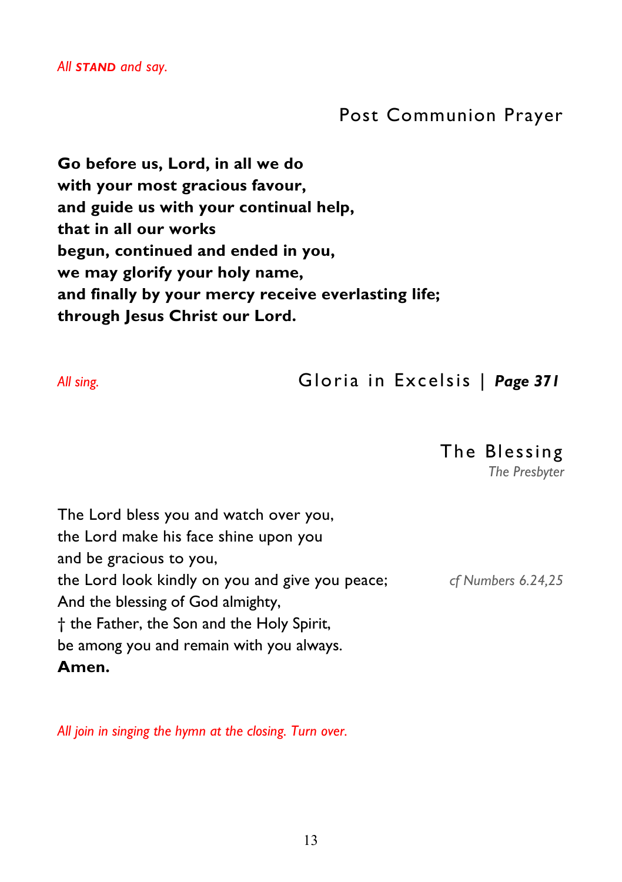*All **STAND** and say.*

## Post Communion Prayer

**Go before us, Lord, in all we do**
**with your most gracious favour,**
**and guide us with your continual help,**
**that in all our works**
**begun, continued and ended in you,**
**we may glorify your holy name,**
**and finally by your mercy receive everlasting life;**
**through Jesus Christ our Lord.**

*All sing.*

## Gloria in Excelsis | *Page 371*

## The Blessing

*The Presbyter*

The Lord bless you and watch over you,
the Lord make his face shine upon you
and be gracious to you,
the Lord look kindly on you and give you peace; *cf Numbers 6.24,25*
And the blessing of God almighty,
† the Father, the Son and the Holy Spirit,
be among you and remain with you always.
**Amen.**

*All join in singing the hymn at the closing. Turn over.*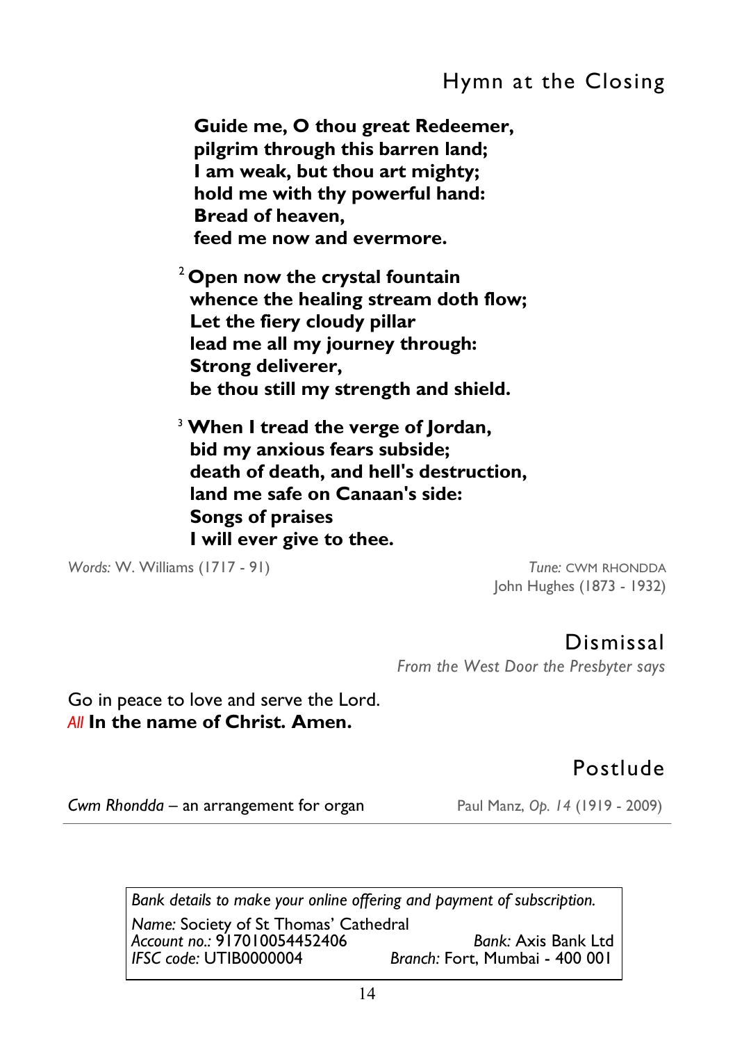## Hymn at the Closing

**Guide me, O thou great Redeemer,**
**pilgrim through this barren land;**
**I am weak, but thou art mighty;**
**hold me with thy powerful hand:**
**Bread of heaven,**
**feed me now and evermore.**

2 **Open now the crystal fountain**
**whence the healing stream doth flow;**
**Let the fiery cloudy pillar**
**lead me all my journey through:**
**Strong deliverer,**
**be thou still my strength and shield.**

3 **When I tread the verge of Jordan,**
**bid my anxious fears subside;**
**death of death, and hell's destruction,**
**land me safe on Canaan's side:**
**Songs of praises**
**I will ever give to thee.**

*Words:* W. Williams (1717 - 91)

*Tune:* CWM RHONDDA
John Hughes (1873 - 1932)

## Dismissal

*From the West Door the Presbyter says*

Go in peace to love and serve the Lord.
*All* **In the name of Christ. Amen.**

## Postlude

*Cwm Rhondda* – an arrangement for organ — Paul Manz, *Op. 14* (1919 - 2009)

---

*Bank details to make your online offering and payment of subscription.*

*Name:* Society of St Thomas' Cathedral
*Account no.:* 917010054452406 — *Bank:* Axis Bank Ltd
*IFSC code:* UTIB0000004 — *Branch:* Fort, Mumbai - 400 001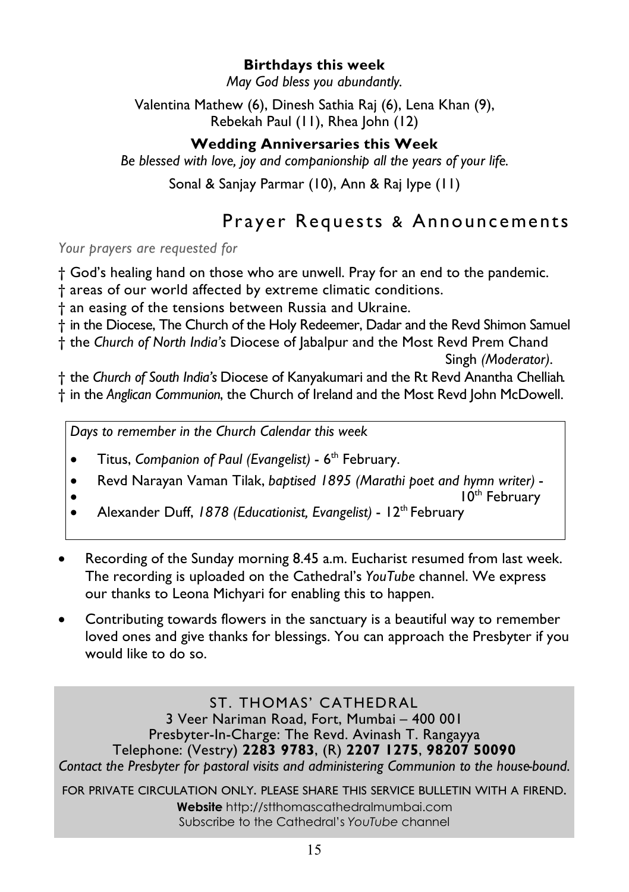**Birthdays this week**

*May God bless you abundantly.*

Valentina Mathew (6), Dinesh Sathia Raj (6), Lena Khan (9), Rebekah Paul (11), Rhea John (12)

**Wedding Anniversaries this Week**

*Be blessed with love, joy and companionship all the years of your life.*

Sonal & Sanjay Parmar (10), Ann & Raj Iype (11)

## Prayer Requests & Announcements

*Your prayers are requested for*

† God's healing hand on those who are unwell. Pray for an end to the pandemic.
† areas of our world affected by extreme climatic conditions.
† an easing of the tensions between Russia and Ukraine.
† in the Diocese, The Church of the Holy Redeemer, Dadar and the Revd Shimon Samuel
† the *Church of North India's* Diocese of Jabalpur and the Most Revd Prem Chand Singh *(Moderator)*.
† the *Church of South India's* Diocese of Kanyakumari and the Rt Revd Anantha Chelliah.
† in the *Anglican Communion*, the Church of Ireland and the Most Revd John McDowell.

*Days to remember in the Church Calendar this week*

- Titus, *Companion of Paul (Evangelist)* - 6th February.
- Revd Narayan Vaman Tilak, *baptised 1895 (Marathi poet and hymn writer)* - 10th February
- Alexander Duff, *1878 (Educationist, Evangelist)* - 12th February

- Recording of the Sunday morning 8.45 a.m. Eucharist resumed from last week. The recording is uploaded on the Cathedral's *YouTube* channel. We express our thanks to Leona Michyari for enabling this to happen.
- Contributing towards flowers in the sanctuary is a beautiful way to remember loved ones and give thanks for blessings. You can approach the Presbyter if you would like to do so.

ST. THOMAS' CATHEDRAL
3 Veer Nariman Road, Fort, Mumbai – 400 001
Presbyter-In-Charge: The Revd. Avinash T. Rangayya
Telephone: (Vestry) **2283 9783**, (R) **2207 1275**, **98207 50090**
*Contact the Presbyter for pastoral visits and administering Communion to the house-bound.*

FOR PRIVATE CIRCULATION ONLY. PLEASE SHARE THIS SERVICE BULLETIN WITH A FIREND.
**Website** http://stthomascathedralmumbai.com
Subscribe to the Cathedral's *YouTube* channel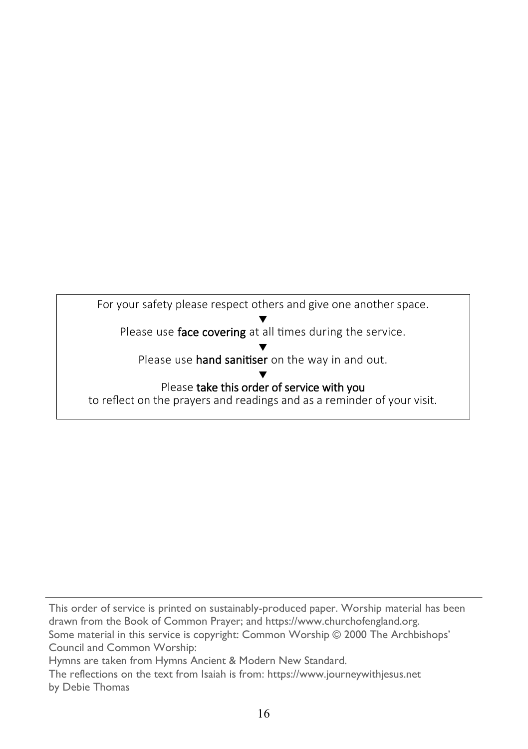For your safety please respect others and give one another space.

▼

Please use **face covering** at all times during the service.

▼

Please use **hand sanitiser** on the way in and out.

▼

Please **take this order of service with you**
to reflect on the prayers and readings and as a reminder of your visit.

---

This order of service is printed on sustainably-produced paper. Worship material has been drawn from the Book of Common Prayer; and https://www.churchofengland.org.
Some material in this service is copyright: Common Worship © 2000 The Archbishops' Council and Common Worship:
Hymns are taken from Hymns Ancient & Modern New Standard.
The reflections on the text from Isaiah is from: https://www.journeywithjesus.net
by Debie Thomas